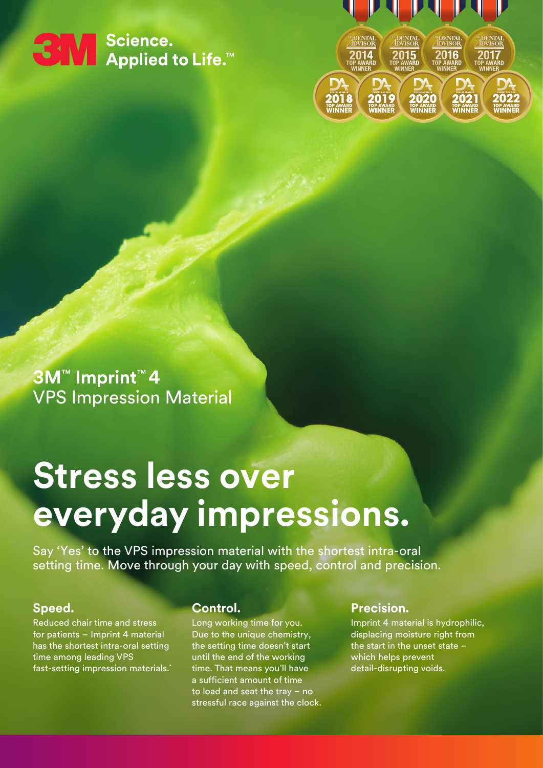3M Science. Applied to Life.™

THE DENTAL ADVISOR 2014 TOP AWARD WINNER | THE DENTAL ADVISOR 2015 TOP AWARD WINNER | THE DENTAL ADVISOR 2016 TOP AWARD WINNER | THE DENTAL ADVISOR 2017 TOP AWARD WINNER | DA 2018 TOP AWARD WINNER | DA 2019 TOP AWARD WINNER | DA 2020 TOP AWARD WINNER | DA 2021 TOP AWARD WINNER | DA 2022 TOP AWARD WINNER

**3M™ Imprint™ 4**
VPS Impression Material

# Stress less over everyday impressions.

Say 'Yes' to the VPS impression material with the shortest intra-oral setting time. Move through your day with speed, control and precision.

### Speed.

Reduced chair time and stress for patients – Imprint 4 material has the shortest intra-oral setting time among leading VPS fast-setting impression materials.*

### Control.

Long working time for you. Due to the unique chemistry, the setting time doesn't start until the end of the working time. That means you'll have a sufficient amount of time to load and seat the tray – no stressful race against the clock.

### Precision.

Imprint 4 material is hydrophilic, displacing moisture right from the start in the unset state – which helps prevent detail-disrupting voids.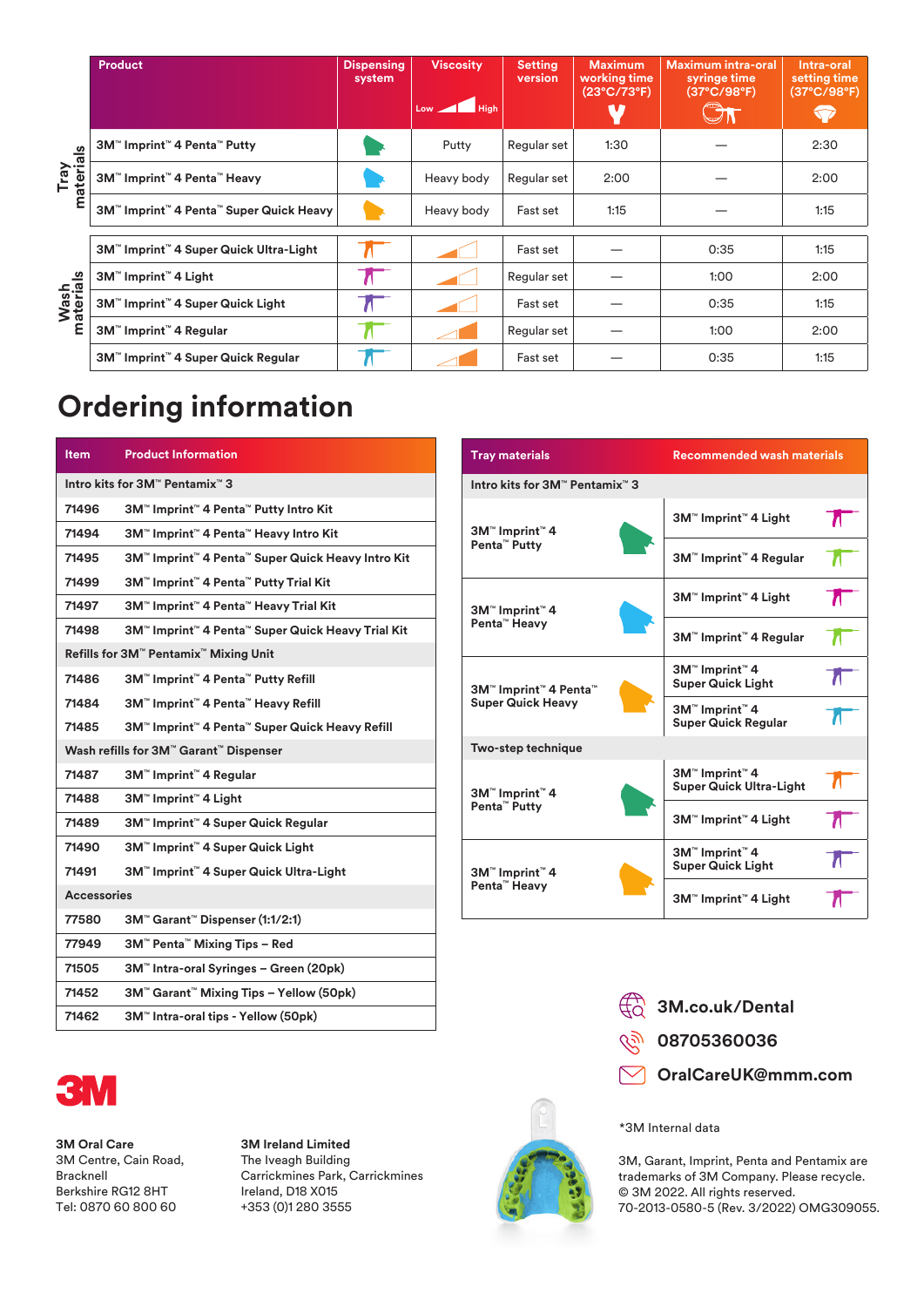| | Product | Dispensing system | Viscosity (Low – High) | Setting version | Maximum working time (23°C/73°F) | Maximum intra-oral syringe time (37°C/98°F) | Intra-oral setting time (37°C/98°F) |
|---|---|---|---|---|---|---|---|
| Tray materials | 3M™ Imprint™ 4 Penta™ Putty | | Putty | Regular set | 1:30 | — | 2:30 |
| | 3M™ Imprint™ 4 Penta™ Heavy | | Heavy body | Regular set | 2:00 | — | 2:00 |
| | 3M™ Imprint™ 4 Penta™ Super Quick Heavy | | Heavy body | Fast set | 1:15 | — | 1:15 |
| Wash materials | 3M™ Imprint™ 4 Super Quick Ultra-Light | | | Fast set | — | 0:35 | 1:15 |
| | 3M™ Imprint™ 4 Light | | | Regular set | — | 1:00 | 2:00 |
| | 3M™ Imprint™ 4 Super Quick Light | | | Fast set | — | 0:35 | 1:15 |
| | 3M™ Imprint™ 4 Regular | | | Regular set | — | 1:00 | 2:00 |
| | 3M™ Imprint™ 4 Super Quick Regular | | | Fast set | — | 0:35 | 1:15 |

# Ordering information

| Item | Product Information |
|---|---|
| **Intro kits for 3M™ Pentamix™ 3** | |
| 71496 | 3M™ Imprint™ 4 Penta™ Putty Intro Kit |
| 71494 | 3M™ Imprint™ 4 Penta™ Heavy Intro Kit |
| 71495 | 3M™ Imprint™ 4 Penta™ Super Quick Heavy Intro Kit |
| 71499 | 3M™ Imprint™ 4 Penta™ Putty Trial Kit |
| 71497 | 3M™ Imprint™ 4 Penta™ Heavy Trial Kit |
| 71498 | 3M™ Imprint™ 4 Penta™ Super Quick Heavy Trial Kit |
| **Refills for 3M™ Pentamix™ Mixing Unit** | |
| 71486 | 3M™ Imprint™ 4 Penta™ Putty Refill |
| 71484 | 3M™ Imprint™ 4 Penta™ Heavy Refill |
| 71485 | 3M™ Imprint™ 4 Penta™ Super Quick Heavy Refill |
| **Wash refills for 3M™ Garant™ Dispenser** | |
| 71487 | 3M™ Imprint™ 4 Regular |
| 71488 | 3M™ Imprint™ 4 Light |
| 71489 | 3M™ Imprint™ 4 Super Quick Regular |
| 71490 | 3M™ Imprint™ 4 Super Quick Light |
| 71491 | 3M™ Imprint™ 4 Super Quick Ultra-Light |
| **Accessories** | |
| 77580 | 3M™ Garant™ Dispenser (1:1/2:1) |
| 77949 | 3M™ Penta™ Mixing Tips – Red |
| 71505 | 3M™ Intra-oral Syringes – Green (20pk) |
| 71452 | 3M™ Garant™ Mixing Tips – Yellow (50pk) |
| 71462 | 3M™ Intra-oral tips - Yellow (50pk) |

| Tray materials | Recommended wash materials |
|---|---|
| **Intro kits for 3M™ Pentamix™ 3** | |
| 3M™ Imprint™ 4 Penta™ Putty | 3M™ Imprint™ 4 Light |
| | 3M™ Imprint™ 4 Regular |
| 3M™ Imprint™ 4 Penta™ Heavy | 3M™ Imprint™ 4 Light |
| | 3M™ Imprint™ 4 Regular |
| 3M™ Imprint™ 4 Penta™ Super Quick Heavy | 3M™ Imprint™ 4 Super Quick Light |
| | 3M™ Imprint™ 4 Super Quick Regular |
| **Two-step technique** | |
| 3M™ Imprint™ 4 Penta™ Putty | 3M™ Imprint™ 4 Super Quick Ultra-Light |
| | 3M™ Imprint™ 4 Light |
| 3M™ Imprint™ 4 Penta™ Heavy | 3M™ Imprint™ 4 Super Quick Light |
| | 3M™ Imprint™ 4 Light |

3M.co.uk/Dental

08705360036

OralCareUK@mmm.com

**3M Oral Care**
3M Centre, Cain Road,
Bracknell
Berkshire RG12 8HT
Tel: 0870 60 800 60

**3M Ireland Limited**
The Iveagh Building
Carrickmines Park, Carrickmines
Ireland, D18 X015
+353 (0)1 280 3555

*3M Internal data

3M, Garant, Imprint, Penta and Pentamix are trademarks of 3M Company. Please recycle.
© 3M 2022. All rights reserved.
70-2013-0580-5 (Rev. 3/2022) OMG309055.